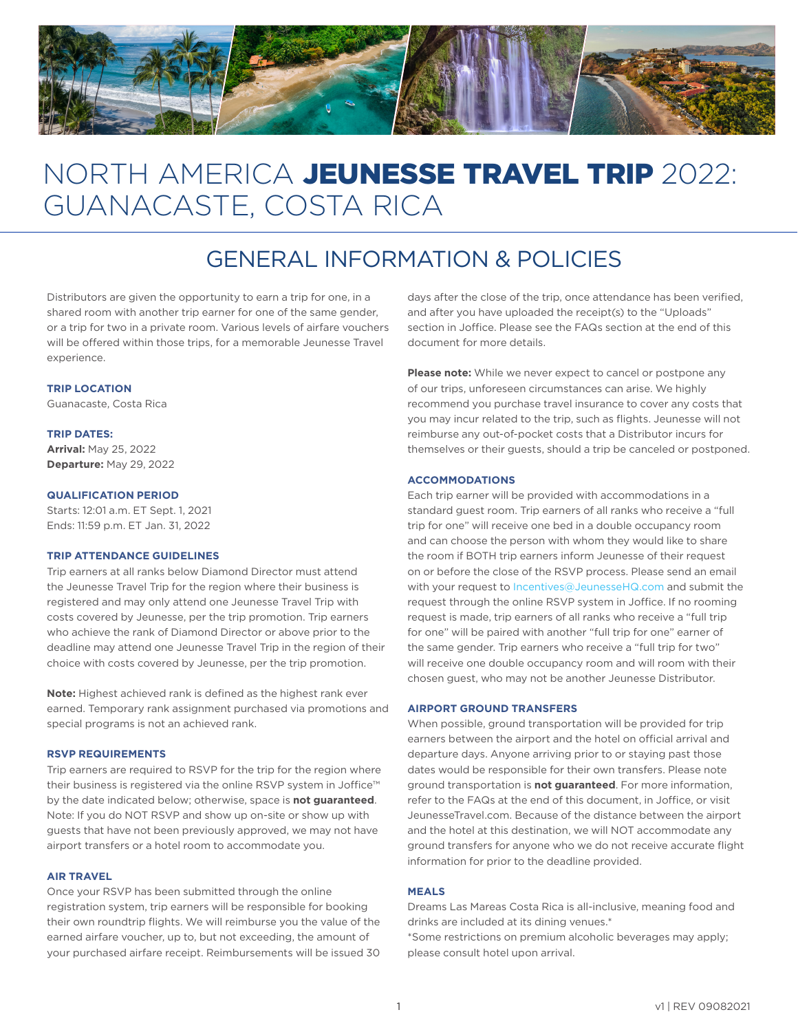# NORTH AMERICA **JEUNESSE TRAVEL TRIP** 2022: GUANACASTE, COSTA RICA

## GENERAL INFORMATION & POLICIES

Distributors are given the opportunity to earn a trip for one, in a shared room with another trip earner for one of the same gender, or a trip for two in a private room. Various levels of airfare vouchers will be offered within those trips, for a memorable Jeunesse Travel experience.

### TRIP LOCATION

Guanacaste, Costa Rica

### TRIP DATES:

**Arrival:** May 25, 2022
**Departure:** May 29, 2022

### QUALIFICATION PERIOD

Starts: 12:01 a.m. ET Sept. 1, 2021
Ends: 11:59 p.m. ET Jan. 31, 2022

### TRIP ATTENDANCE GUIDELINES

Trip earners at all ranks below Diamond Director must attend the Jeunesse Travel Trip for the region where their business is registered and may only attend one Jeunesse Travel Trip with costs covered by Jeunesse, per the trip promotion. Trip earners who achieve the rank of Diamond Director or above prior to the deadline may attend one Jeunesse Travel Trip in the region of their choice with costs covered by Jeunesse, per the trip promotion.

**Note:** Highest achieved rank is defined as the highest rank ever earned. Temporary rank assignment purchased via promotions and special programs is not an achieved rank.

### RSVP REQUIREMENTS

Trip earners are required to RSVP for the trip for the region where their business is registered via the online RSVP system in Joffice™ by the date indicated below; otherwise, space is **not guaranteed**. Note: If you do NOT RSVP and show up on-site or show up with guests that have not been previously approved, we may not have airport transfers or a hotel room to accommodate you.

### AIR TRAVEL

Once your RSVP has been submitted through the online registration system, trip earners will be responsible for booking their own roundtrip flights. We will reimburse you the value of the earned airfare voucher, up to, but not exceeding, the amount of your purchased airfare receipt. Reimbursements will be issued 30 days after the close of the trip, once attendance has been verified, and after you have uploaded the receipt(s) to the "Uploads" section in Joffice. Please see the FAQs section at the end of this document for more details.

**Please note:** While we never expect to cancel or postpone any of our trips, unforeseen circumstances can arise. We highly recommend you purchase travel insurance to cover any costs that you may incur related to the trip, such as flights. Jeunesse will not reimburse any out-of-pocket costs that a Distributor incurs for themselves or their guests, should a trip be canceled or postponed.

### ACCOMMODATIONS

Each trip earner will be provided with accommodations in a standard guest room. Trip earners of all ranks who receive a "full trip for one" will receive one bed in a double occupancy room and can choose the person with whom they would like to share the room if BOTH trip earners inform Jeunesse of their request on or before the close of the RSVP process. Please send an email with your request to Incentives@JeunesseHQ.com and submit the request through the online RSVP system in Joffice. If no rooming request is made, trip earners of all ranks who receive a "full trip for one" will be paired with another "full trip for one" earner of the same gender. Trip earners who receive a "full trip for two" will receive one double occupancy room and will room with their chosen guest, who may not be another Jeunesse Distributor.

### AIRPORT GROUND TRANSFERS

When possible, ground transportation will be provided for trip earners between the airport and the hotel on official arrival and departure days. Anyone arriving prior to or staying past those dates would be responsible for their own transfers. Please note ground transportation is **not guaranteed**. For more information, refer to the FAQs at the end of this document, in Joffice, or visit JeunesseTravel.com. Because of the distance between the airport and the hotel at this destination, we will NOT accommodate any ground transfers for anyone who we do not receive accurate flight information for prior to the deadline provided.

### MEALS

Dreams Las Mareas Costa Rica is all-inclusive, meaning food and drinks are included at its dining venues.*
*Some restrictions on premium alcoholic beverages may apply; please consult hotel upon arrival.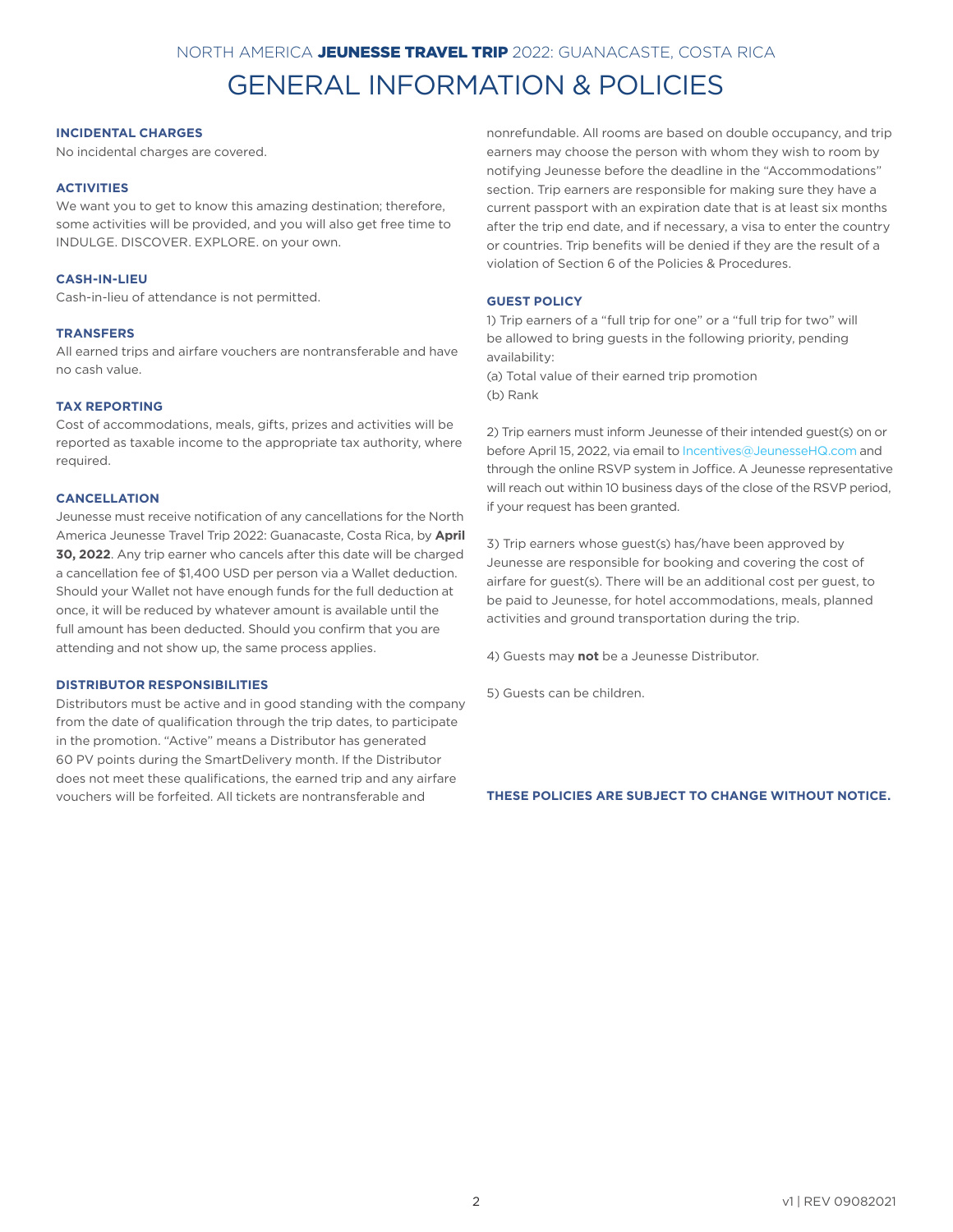NORTH AMERICA **JEUNESSE TRAVEL TRIP** 2022: GUANACASTE, COSTA RICA

# GENERAL INFORMATION & POLICIES

### INCIDENTAL CHARGES

No incidental charges are covered.

### ACTIVITIES

We want you to get to know this amazing destination; therefore, some activities will be provided, and you will also get free time to INDULGE. DISCOVER. EXPLORE. on your own.

### CASH-IN-LIEU

Cash-in-lieu of attendance is not permitted.

### TRANSFERS

All earned trips and airfare vouchers are nontransferable and have no cash value.

### TAX REPORTING

Cost of accommodations, meals, gifts, prizes and activities will be reported as taxable income to the appropriate tax authority, where required.

### CANCELLATION

Jeunesse must receive notification of any cancellations for the North America Jeunesse Travel Trip 2022: Guanacaste, Costa Rica, by **April 30, 2022**. Any trip earner who cancels after this date will be charged a cancellation fee of $1,400 USD per person via a Wallet deduction. Should your Wallet not have enough funds for the full deduction at once, it will be reduced by whatever amount is available until the full amount has been deducted. Should you confirm that you are attending and not show up, the same process applies.

### DISTRIBUTOR RESPONSIBILITIES

Distributors must be active and in good standing with the company from the date of qualification through the trip dates, to participate in the promotion. "Active" means a Distributor has generated 60 PV points during the SmartDelivery month. If the Distributor does not meet these qualifications, the earned trip and any airfare vouchers will be forfeited. All tickets are nontransferable and nonrefundable. All rooms are based on double occupancy, and trip earners may choose the person with whom they wish to room by notifying Jeunesse before the deadline in the "Accommodations" section. Trip earners are responsible for making sure they have a current passport with an expiration date that is at least six months after the trip end date, and if necessary, a visa to enter the country or countries. Trip benefits will be denied if they are the result of a violation of Section 6 of the Policies & Procedures.

### GUEST POLICY

1) Trip earners of a "full trip for one" or a "full trip for two" will be allowed to bring guests in the following priority, pending availability:
(a) Total value of their earned trip promotion
(b) Rank

2) Trip earners must inform Jeunesse of their intended guest(s) on or before April 15, 2022, via email to Incentives@JeunesseHQ.com and through the online RSVP system in Joffice. A Jeunesse representative will reach out within 10 business days of the close of the RSVP period, if your request has been granted.

3) Trip earners whose guest(s) has/have been approved by Jeunesse are responsible for booking and covering the cost of airfare for guest(s). There will be an additional cost per guest, to be paid to Jeunesse, for hotel accommodations, meals, planned activities and ground transportation during the trip.

4) Guests may **not** be a Jeunesse Distributor.

5) Guests can be children.

**THESE POLICIES ARE SUBJECT TO CHANGE WITHOUT NOTICE.**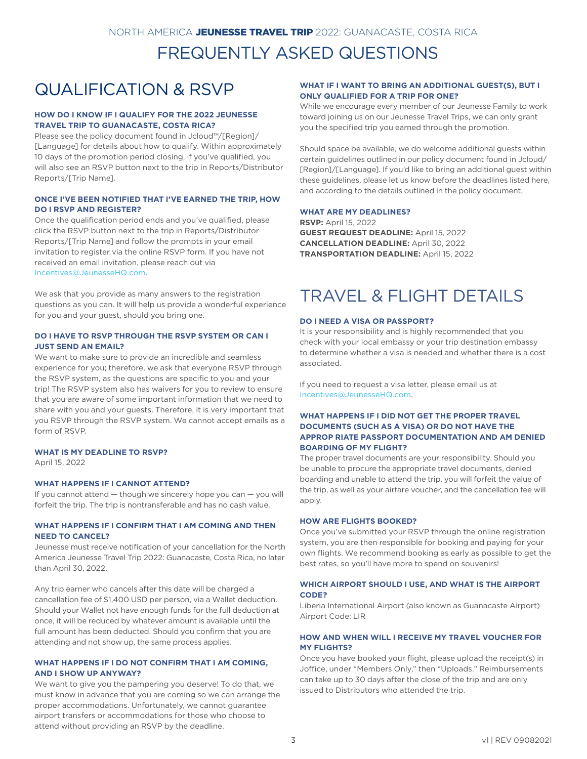NORTH AMERICA **JEUNESSE TRAVEL TRIP** 2022: GUANACASTE, COSTA RICA

# FREQUENTLY ASKED QUESTIONS

## QUALIFICATION & RSVP

**HOW DO I KNOW IF I QUALIFY FOR THE 2022 JEUNESSE TRAVEL TRIP TO GUANACASTE, COSTA RICA?**

Please see the policy document found in Jcloud™/[Region]/[Language] for details about how to qualify. Within approximately 10 days of the promotion period closing, if you've qualified, you will also see an RSVP button next to the trip in Reports/Distributor Reports/[Trip Name].

**ONCE I'VE BEEN NOTIFIED THAT I'VE EARNED THE TRIP, HOW DO I RSVP AND REGISTER?**

Once the qualification period ends and you've qualified, please click the RSVP button next to the trip in Reports/Distributor Reports/[Trip Name] and follow the prompts in your email invitation to register via the online RSVP form. If you have not received an email invitation, please reach out via Incentives@JeunesseHQ.com.

We ask that you provide as many answers to the registration questions as you can. It will help us provide a wonderful experience for you and your guest, should you bring one.

**DO I HAVE TO RSVP THROUGH THE RSVP SYSTEM OR CAN I JUST SEND AN EMAIL?**

We want to make sure to provide an incredible and seamless experience for you; therefore, we ask that everyone RSVP through the RSVP system, as the questions are specific to you and your trip! The RSVP system also has waivers for you to review to ensure that you are aware of some important information that we need to share with you and your guests. Therefore, it is very important that you RSVP through the RSVP system. We cannot accept emails as a form of RSVP.

**WHAT IS MY DEADLINE TO RSVP?**

April 15, 2022

**WHAT HAPPENS IF I CANNOT ATTEND?**

If you cannot attend — though we sincerely hope you can — you will forfeit the trip. The trip is nontransferable and has no cash value.

**WHAT HAPPENS IF I CONFIRM THAT I AM COMING AND THEN NEED TO CANCEL?**

Jeunesse must receive notification of your cancellation for the North America Jeunesse Travel Trip 2022: Guanacaste, Costa Rica, no later than April 30, 2022.

Any trip earner who cancels after this date will be charged a cancellation fee of $1,400 USD per person, via a Wallet deduction. Should your Wallet not have enough funds for the full deduction at once, it will be reduced by whatever amount is available until the full amount has been deducted. Should you confirm that you are attending and not show up, the same process applies.

**WHAT HAPPENS IF I DO NOT CONFIRM THAT I AM COMING, AND I SHOW UP ANYWAY?**

We want to give you the pampering you deserve! To do that, we must know in advance that you are coming so we can arrange the proper accommodations. Unfortunately, we cannot guarantee airport transfers or accommodations for those who choose to attend without providing an RSVP by the deadline.

**WHAT IF I WANT TO BRING AN ADDITIONAL GUEST(S), BUT I ONLY QUALIFIED FOR A TRIP FOR ONE?**

While we encourage every member of our Jeunesse Family to work toward joining us on our Jeunesse Travel Trips, we can only grant you the specified trip you earned through the promotion.

Should space be available, we do welcome additional guests within certain guidelines outlined in our policy document found in Jcloud/[Region]/[Language]. If you'd like to bring an additional guest within these guidelines, please let us know before the deadlines listed here, and according to the details outlined in the policy document.

**WHAT ARE MY DEADLINES?**

**RSVP:** April 15, 2022
**GUEST REQUEST DEADLINE:** April 15, 2022
**CANCELLATION DEADLINE:** April 30, 2022
**TRANSPORTATION DEADLINE:** April 15, 2022

## TRAVEL & FLIGHT DETAILS

**DO I NEED A VISA OR PASSPORT?**

It is your responsibility and is highly recommended that you check with your local embassy or your trip destination embassy to determine whether a visa is needed and whether there is a cost associated.

If you need to request a visa letter, please email us at Incentives@JeunesseHQ.com.

**WHAT HAPPENS IF I DID NOT GET THE PROPER TRAVEL DOCUMENTS (SUCH AS A VISA) OR DO NOT HAVE THE APPROP RIATE PASSPORT DOCUMENTATION AND AM DENIED BOARDING OF MY FLIGHT?**

The proper travel documents are your responsibility. Should you be unable to procure the appropriate travel documents, denied boarding and unable to attend the trip, you will forfeit the value of the trip, as well as your airfare voucher, and the cancellation fee will apply.

**HOW ARE FLIGHTS BOOKED?**

Once you've submitted your RSVP through the online registration system, you are then responsible for booking and paying for your own flights. We recommend booking as early as possible to get the best rates, so you'll have more to spend on souvenirs!

**WHICH AIRPORT SHOULD I USE, AND WHAT IS THE AIRPORT CODE?**

Liberia International Airport (also known as Guanacaste Airport)
Airport Code: LIR

**HOW AND WHEN WILL I RECEIVE MY TRAVEL VOUCHER FOR MY FLIGHTS?**

Once you have booked your flight, please upload the receipt(s) in Joffice, under "Members Only," then "Uploads." Reimbursements can take up to 30 days after the close of the trip and are only issued to Distributors who attended the trip.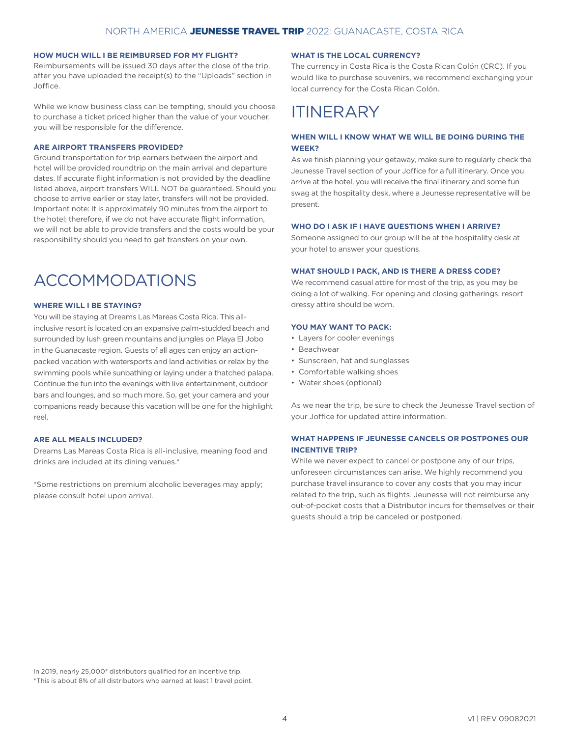#### HOW MUCH WILL I BE REIMBURSED FOR MY FLIGHT?

Reimbursements will be issued 30 days after the close of the trip, after you have uploaded the receipt(s) to the "Uploads" section in Joffice.

While we know business class can be tempting, should you choose to purchase a ticket priced higher than the value of your voucher, you will be responsible for the difference.

#### ARE AIRPORT TRANSFERS PROVIDED?

Ground transportation for trip earners between the airport and hotel will be provided roundtrip on the main arrival and departure dates. If accurate flight information is not provided by the deadline listed above, airport transfers WILL NOT be guaranteed. Should you choose to arrive earlier or stay later, transfers will not be provided. Important note: It is approximately 90 minutes from the airport to the hotel; therefore, if we do not have accurate flight information, we will not be able to provide transfers and the costs would be your responsibility should you need to get transfers on your own.

# ACCOMMODATIONS

#### WHERE WILL I BE STAYING?

You will be staying at Dreams Las Mareas Costa Rica. This all-inclusive resort is located on an expansive palm-studded beach and surrounded by lush green mountains and jungles on Playa El Jobo in the Guanacaste region. Guests of all ages can enjoy an action-packed vacation with watersports and land activities or relax by the swimming pools while sunbathing or laying under a thatched palapa. Continue the fun into the evenings with live entertainment, outdoor bars and lounges, and so much more. So, get your camera and your companions ready because this vacation will be one for the highlight reel.

#### ARE ALL MEALS INCLUDED?

Dreams Las Mareas Costa Rica is all-inclusive, meaning food and drinks are included at its dining venues.*

*Some restrictions on premium alcoholic beverages may apply; please consult hotel upon arrival.

#### WHAT IS THE LOCAL CURRENCY?

The currency in Costa Rica is the Costa Rican Colón (CRC). If you would like to purchase souvenirs, we recommend exchanging your local currency for the Costa Rican Colón.

# ITINERARY

#### WHEN WILL I KNOW WHAT WE WILL BE DOING DURING THE WEEK?

As we finish planning your getaway, make sure to regularly check the Jeunesse Travel section of your Joffice for a full itinerary. Once you arrive at the hotel, you will receive the final itinerary and some fun swag at the hospitality desk, where a Jeunesse representative will be present.

#### WHO DO I ASK IF I HAVE QUESTIONS WHEN I ARRIVE?

Someone assigned to our group will be at the hospitality desk at your hotel to answer your questions.

#### WHAT SHOULD I PACK, AND IS THERE A DRESS CODE?

We recommend casual attire for most of the trip, as you may be doing a lot of walking. For opening and closing gatherings, resort dressy attire should be worn.

#### YOU MAY WANT TO PACK:

- Layers for cooler evenings
- Beachwear
- Sunscreen, hat and sunglasses
- Comfortable walking shoes
- Water shoes (optional)

As we near the trip, be sure to check the Jeunesse Travel section of your Joffice for updated attire information.

#### WHAT HAPPENS IF JEUNESSE CANCELS OR POSTPONES OUR INCENTIVE TRIP?

While we never expect to cancel or postpone any of our trips, unforeseen circumstances can arise. We highly recommend you purchase travel insurance to cover any costs that you may incur related to the trip, such as flights. Jeunesse will not reimburse any out-of-pocket costs that a Distributor incurs for themselves or their guests should a trip be canceled or postponed.

In 2019, nearly 25,000* distributors qualified for an incentive trip.
*This is about 8% of all distributors who earned at least 1 travel point.